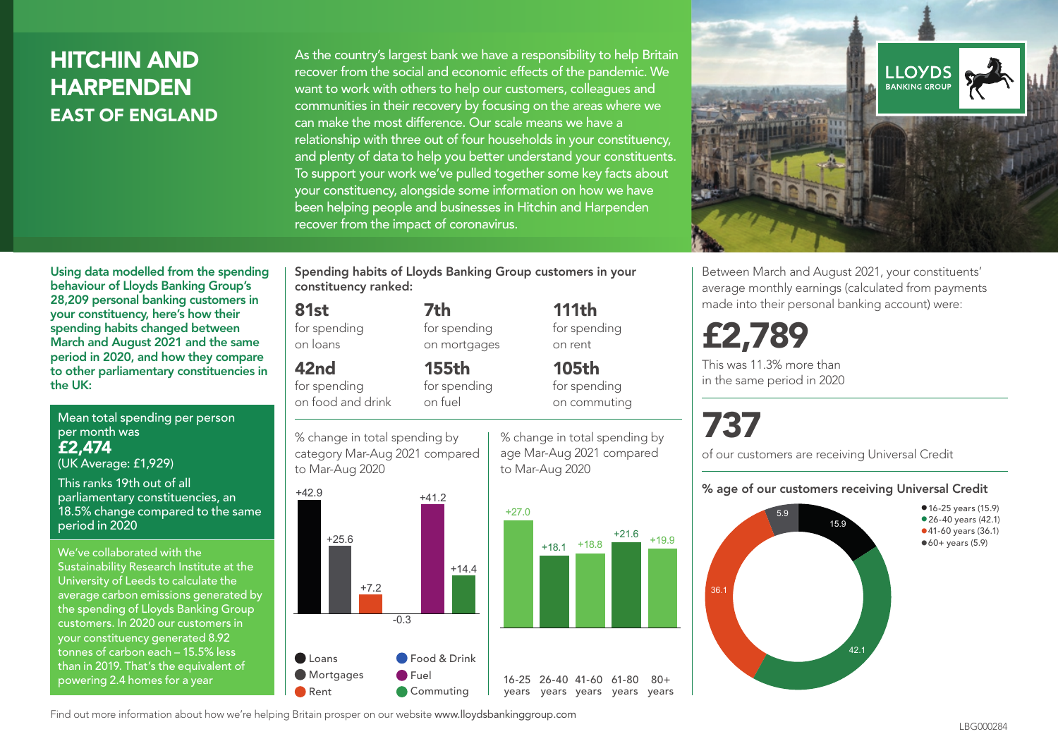# HITCHIN AND HARPENDEN

## EAST OF ENGLAND

As the country's largest bank we have a responsibility to help Britain recover from the social and economic effects of the pandemic. We want to work with others to help our customers, colleagues and communities in their recovery by focusing on the areas where we can make the most difference. Our scale means we have a relationship with three out of four households in your constituency, and plenty of data to help you better understand your constituents. To support your work we've pulled together some key facts about your constituency, alongside some information on how we have been helping people and businesses in Hitchin and Harpenden recover from the impact of coronavirus.

**Using data modelled from the spending behaviour of Lloyds Banking Group's 28,209 personal banking customers in your constituency, here's how their spending habits changed between March and August 2021 and the same period in 2020, and how they compare to other parliamentary constituencies in the UK:**

Mean total spending per person per month was
**£2,474**
(UK Average: £1,929)

This ranks 19th out of all parliamentary constituencies, an 18.5% change compared to the same period in 2020

We've collaborated with the Sustainability Research Institute at the University of Leeds to calculate the average carbon emissions generated by the spending of Lloyds Banking Group customers. In 2020 our customers in your constituency generated 8.92 tonnes of carbon each – 15.5% less than in 2019. That's the equivalent of powering 2.4 homes for a year

**Spending habits of Lloyds Banking Group customers in your constituency ranked:**

- **81st** for spending on loans
- **7th** for spending on mortgages
- **111th** for spending on rent
- **42nd** for spending on food and drink
- **155th** for spending on fuel
- **105th** for spending on commuting

% change in total spending by category Mar-Aug 2021 compared to Mar-Aug 2020

| Category | % change |
|---|---|
| Loans | +42.9 |
| Mortgages | +25.6 |
| Rent | +7.2 |
| Food & Drink | -0.3 |
| Fuel | +41.2 |
| Commuting | +14.4 |

% change in total spending by age Mar-Aug 2021 compared to Mar-Aug 2020

| Age | % change |
|---|---|
| 16-25 years | +27.0 |
| 26-40 years | +18.1 |
| 41-60 years | +18.8 |
| 61-80 years | +21.6 |
| 80+ years | +19.9 |

Between March and August 2021, your constituents' average monthly earnings (calculated from payments made into their personal banking account) were:

**£2,789**

This was 11.3% more than in the same period in 2020

**737**

of our customers are receiving Universal Credit

**% age of our customers receiving Universal Credit**

- 16-25 years (15.9)
- 26-40 years (42.1)
- 41-60 years (36.1)
- 60+ years (5.9)

Find out more information about how we're helping Britain prosper on our website www.lloydsbankinggroup.com

LBG000284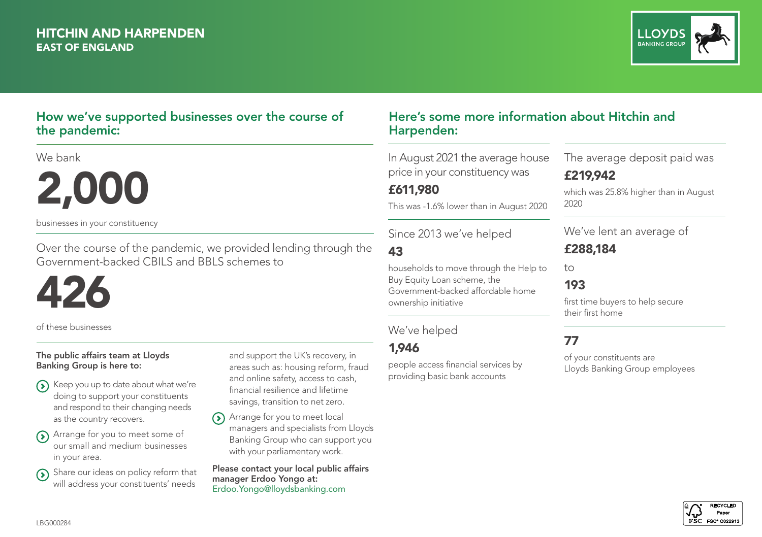# HITCHIN AND HARPENDEN
## EAST OF ENGLAND

## How we've supported businesses over the course of the pandemic:

We bank

**2,000**

businesses in your constituency

Over the course of the pandemic, we provided lending through the Government-backed CBILS and BBLS schemes to

**426**

of these businesses

**The public affairs team at Lloyds Banking Group is here to:**

- Keep you up to date about what we're doing to support your constituents and respond to their changing needs as the country recovers.
- Arrange for you to meet some of our small and medium businesses in your area.
- Share our ideas on policy reform that will address your constituents' needs and support the UK's recovery, in areas such as: housing reform, fraud and online safety, access to cash, financial resilience and lifetime savings, transition to net zero.
- Arrange for you to meet local managers and specialists from Lloyds Banking Group who can support you with your parliamentary work.

**Please contact your local public affairs manager Erdoo Yongo at:**
Erdoo.Yongo@lloydsbanking.com

## Here's some more information about Hitchin and Harpenden:

In August 2021 the average house price in your constituency was

**£611,980**

This was -1.6% lower than in August 2020

The average deposit paid was

**£219,942**

which was 25.8% higher than in August 2020

Since 2013 we've helped

**43**

households to move through the Help to Buy Equity Loan scheme, the Government-backed affordable home ownership initiative

We've lent an average of

**£288,184**

to

**193**

first time buyers to help secure their first home

We've helped

**1,946**

people access financial services by providing basic bank accounts

**77**

of your constituents are Lloyds Banking Group employees

LBG000284